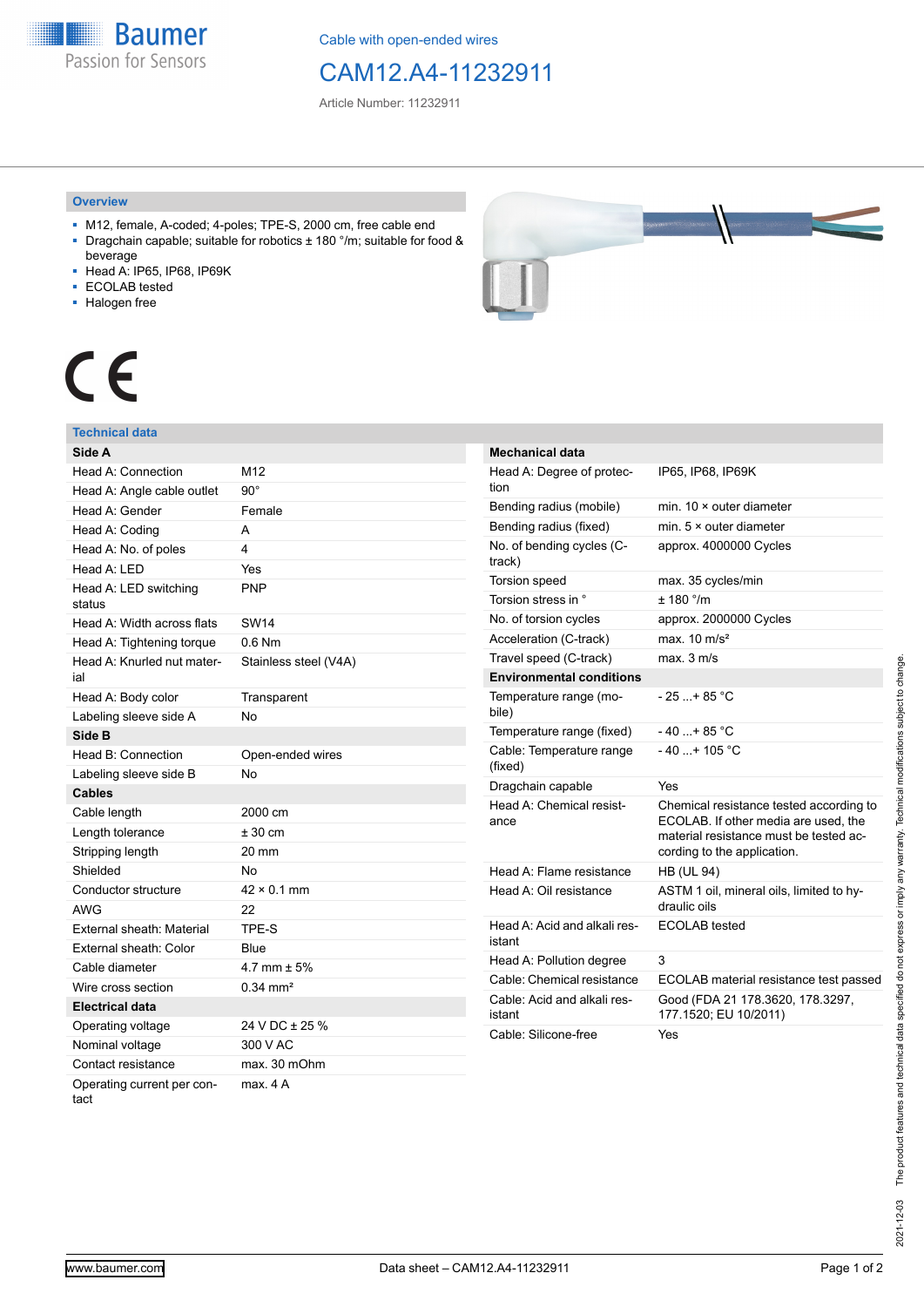Cable with open-ended wires

# CAM12.A4-11232911

Article Number: 11232911

## Overview

- M12, female, A-coded; 4-poles; TPE-S, 2000 cm, free cable end
- Dragchain capable; suitable for robotics ± 180 °/m; suitable for food & beverage
- Head A: IP65, IP68, IP69K
- ECOLAB tested
- Halogen free

CE

## Technical data

| | |
|---|---|
| **Side A** | |
| Head A: Connection | M12 |
| Head A: Angle cable outlet | 90° |
| Head A: Gender | Female |
| Head A: Coding | A |
| Head A: No. of poles | 4 |
| Head A: LED | Yes |
| Head A: LED switching status | PNP |
| Head A: Width across flats | SW14 |
| Head A: Tightening torque | 0.6 Nm |
| Head A: Knurled nut material | Stainless steel (V4A) |
| Head A: Body color | Transparent |
| Labeling sleeve side A | No |
| **Side B** | |
| Head B: Connection | Open-ended wires |
| Labeling sleeve side B | No |
| **Cables** | |
| Cable length | 2000 cm |
| Length tolerance | ± 30 cm |
| Stripping length | 20 mm |
| Shielded | No |
| Conductor structure | 42 × 0.1 mm |
| AWG | 22 |
| External sheath: Material | TPE-S |
| External sheath: Color | Blue |
| Cable diameter | 4.7 mm ± 5% |
| Wire cross section | 0.34 mm² |
| **Electrical data** | |
| Operating voltage | 24 V DC ± 25 % |
| Nominal voltage | 300 V AC |
| Contact resistance | max. 30 mOhm |
| Operating current per contact | max. 4 A |

| | |
|---|---|
| **Mechanical data** | |
| Head A: Degree of protection | IP65, IP68, IP69K |
| Bending radius (mobile) | min. 10 × outer diameter |
| Bending radius (fixed) | min. 5 × outer diameter |
| No. of bending cycles (C-track) | approx. 4000000 Cycles |
| Torsion speed | max. 35 cycles/min |
| Torsion stress in ° | ± 180 °/m |
| No. of torsion cycles | approx. 2000000 Cycles |
| Acceleration (C-track) | max. 10 m/s² |
| Travel speed (C-track) | max. 3 m/s |
| **Environmental conditions** | |
| Temperature range (mobile) | - 25 ...+ 85 °C |
| Temperature range (fixed) | - 40 ...+ 85 °C |
| Cable: Temperature range (fixed) | - 40 ...+ 105 °C |
| Dragchain capable | Yes |
| Head A: Chemical resistance | Chemical resistance tested according to ECOLAB. If other media are used, the material resistance must be tested according to the application. |
| Head A: Flame resistance | HB (UL 94) |
| Head A: Oil resistance | ASTM 1 oil, mineral oils, limited to hydraulic oils |
| Head A: Acid and alkali resistant | ECOLAB tested |
| Head A: Pollution degree | 3 |
| Cable: Chemical resistance | ECOLAB material resistance test passed |
| Cable: Acid and alkali resistant | Good (FDA 21 178.3620, 178.3297, 177.1520; EU 10/2011) |
| Cable: Silicone-free | Yes |

The product features and technical data specified do not express or imply any warranty. Technical modifications subject to change.
2021-12-03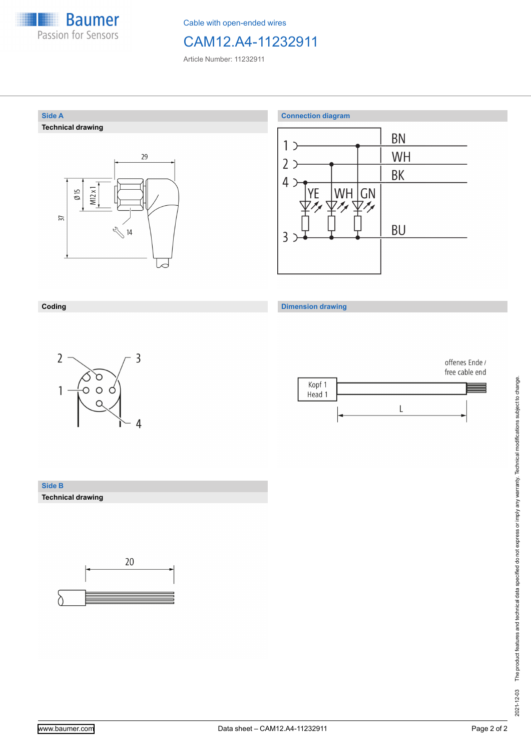Cable with open-ended wires

# CAM12.A4-11232911

Article Number: 11232911

## Side A

### Technical drawing

29

Ø15

M12 x 1

37

14

## Connection diagram

1
2
4
3

BN
WH
BK
BU

YE
WH
GN

### Coding

2
3
1
4

## Dimension drawing

Kopf 1
Head 1

offenes Ende /
free cable end

L

## Side B

### Technical drawing

20

2021-12-03 The product features and technical data specified do not express or imply any warranty. Technical modifications subject to change.

www.baumer.com

Data sheet – CAM12.A4-11232911